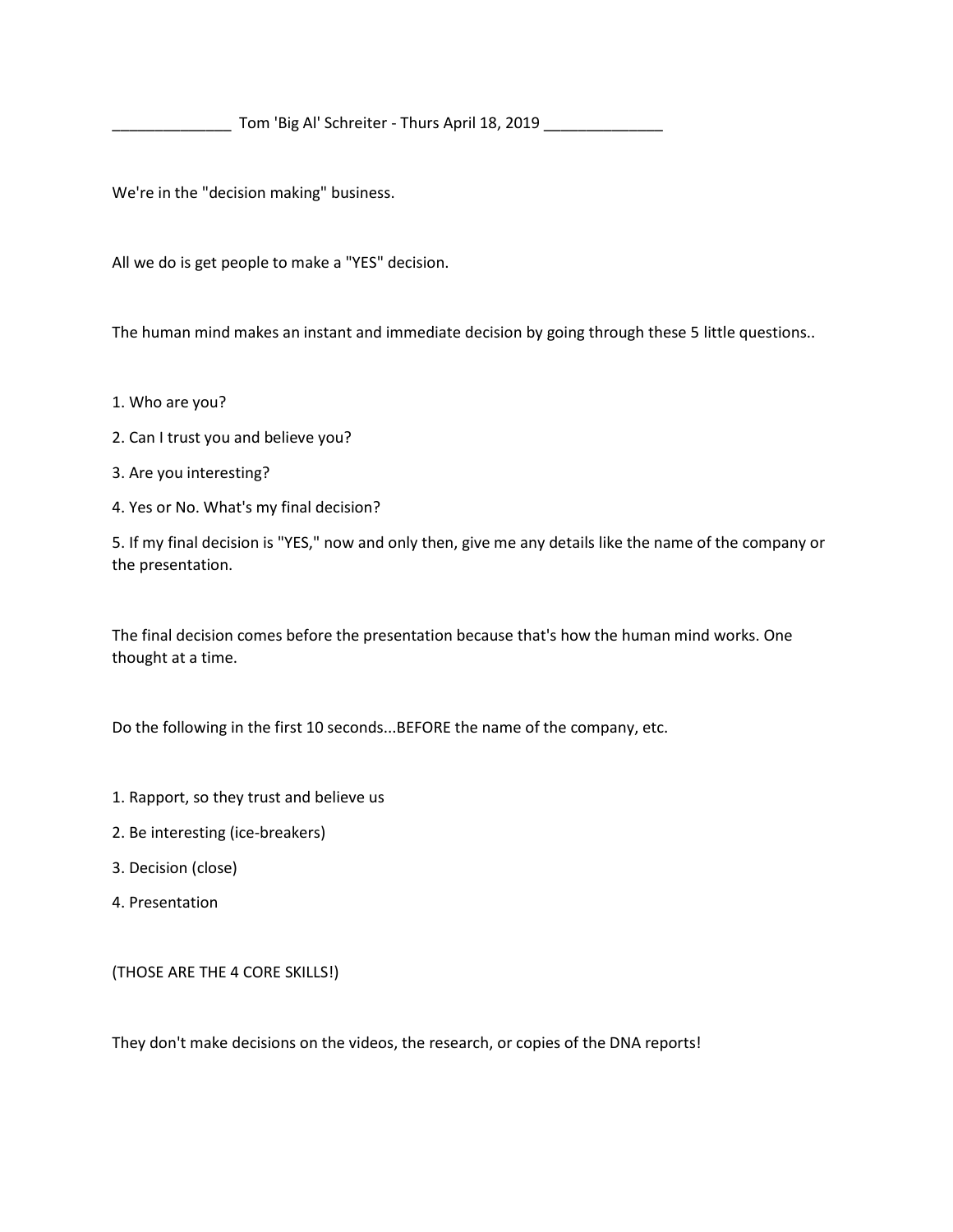______________ Tom 'Big Al' Schreiter - Thurs April 18, 2019 ______________

We're in the "decision making" business.

All we do is get people to make a "YES" decision.

The human mind makes an instant and immediate decision by going through these 5 little questions..

1. Who are you?
2. Can I trust you and believe you?
3. Are you interesting?
4. Yes or No. What's my final decision?
5. If my final decision is "YES," now and only then, give me any details like the name of the company or the presentation.

The final decision comes before the presentation because that's how the human mind works. One thought at a time.

Do the following in the first 10 seconds...BEFORE the name of the company, etc.

1. Rapport, so they trust and believe us
2. Be interesting (ice-breakers)
3. Decision (close)
4. Presentation

(THOSE ARE THE 4 CORE SKILLS!)

They don't make decisions on the videos, the research, or copies of the DNA reports!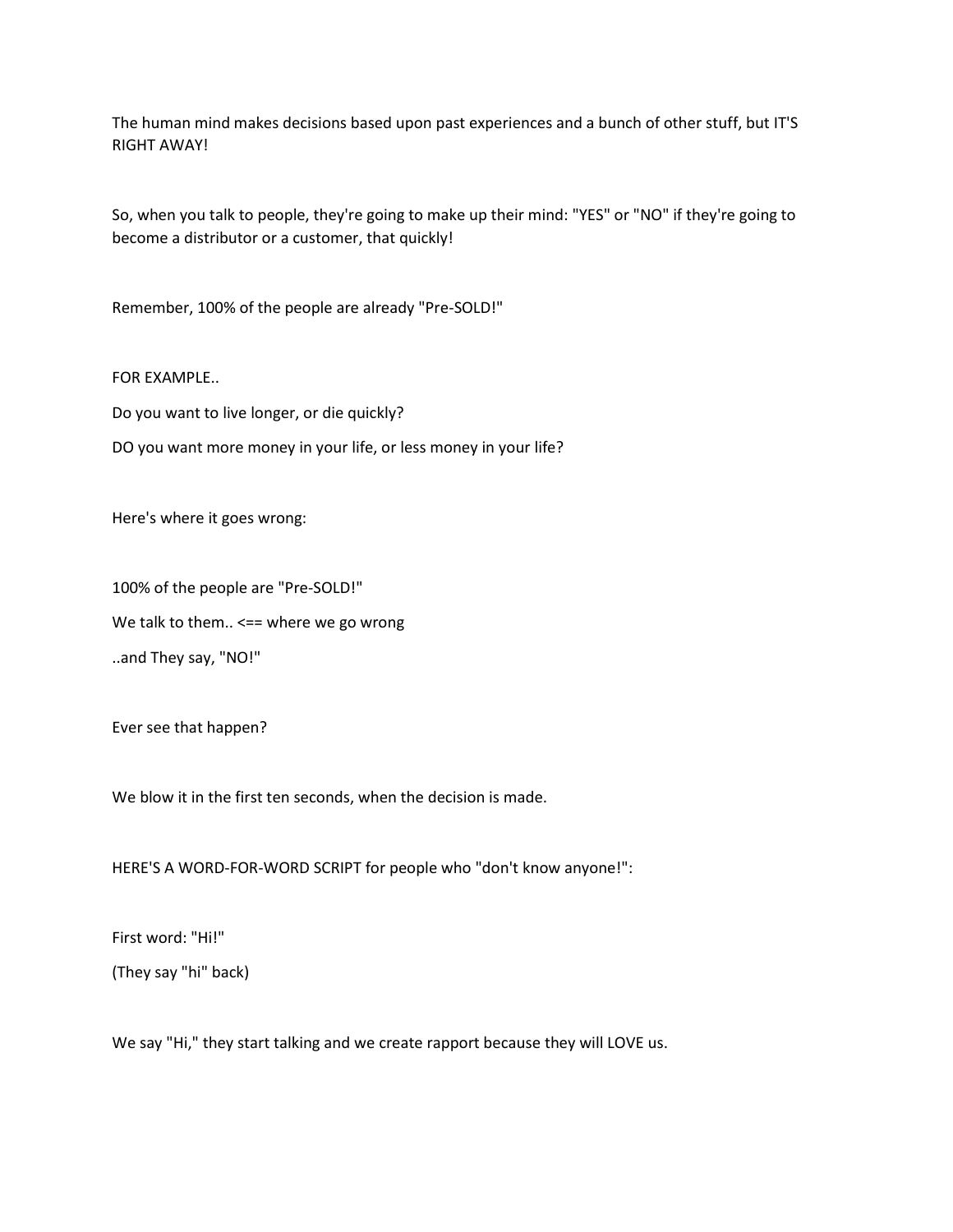The human mind makes decisions based upon past experiences and a bunch of other stuff, but IT'S RIGHT AWAY!

So, when you talk to people, they're going to make up their mind: "YES" or "NO" if they're going to become a distributor or a customer, that quickly!

Remember, 100% of the people are already "Pre-SOLD!"

FOR EXAMPLE..

Do you want to live longer, or die quickly?

DO you want more money in your life, or less money in your life?

Here's where it goes wrong:

100% of the people are "Pre-SOLD!"

We talk to them.. <== where we go wrong

..and They say, "NO!"

Ever see that happen?

We blow it in the first ten seconds, when the decision is made.

HERE'S A WORD-FOR-WORD SCRIPT for people who "don't know anyone!":

First word: "Hi!"

(They say "hi" back)

We say "Hi," they start talking and we create rapport because they will LOVE us.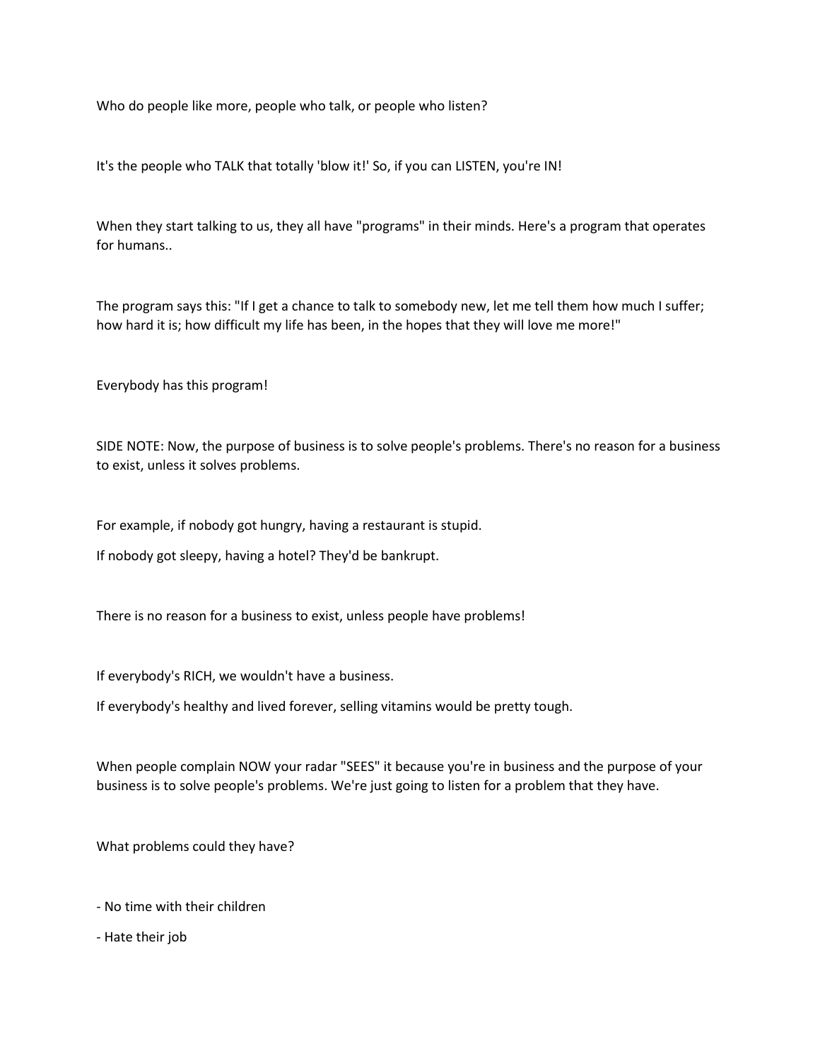Who do people like more, people who talk, or people who listen?

It's the people who TALK that totally 'blow it!' So, if you can LISTEN, you're IN!

When they start talking to us, they all have "programs" in their minds. Here's a program that operates for humans..

The program says this: "If I get a chance to talk to somebody new, let me tell them how much I suffer; how hard it is; how difficult my life has been, in the hopes that they will love me more!"

Everybody has this program!

SIDE NOTE: Now, the purpose of business is to solve people's problems. There's no reason for a business to exist, unless it solves problems.

For example, if nobody got hungry, having a restaurant is stupid.

If nobody got sleepy, having a hotel? They'd be bankrupt.

There is no reason for a business to exist, unless people have problems!

If everybody's RICH, we wouldn't have a business.

If everybody's healthy and lived forever, selling vitamins would be pretty tough.

When people complain NOW your radar "SEES" it because you're in business and the purpose of your business is to solve people's problems. We're just going to listen for a problem that they have.

What problems could they have?

- No time with their children
- Hate their job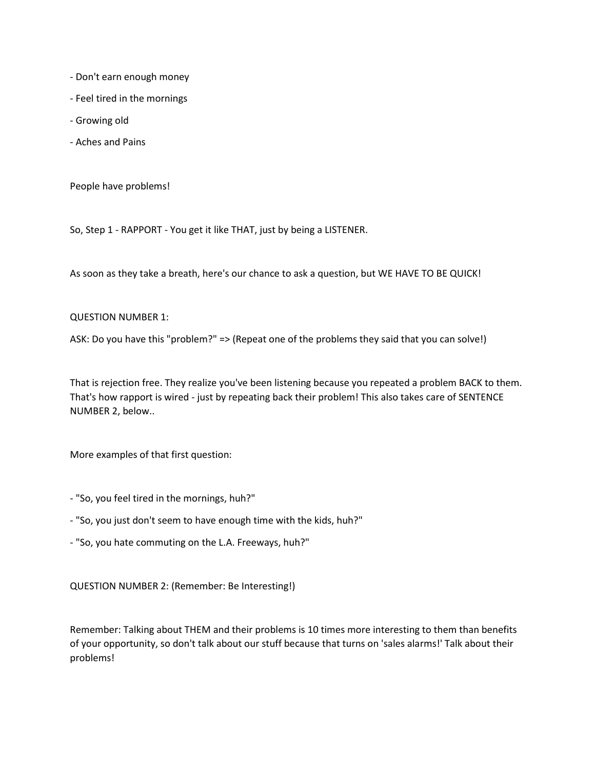- Don't earn enough money
- Feel tired in the mornings
- Growing old
- Aches and Pains

People have problems!

So, Step 1 - RAPPORT - You get it like THAT, just by being a LISTENER.

As soon as they take a breath, here's our chance to ask a question, but WE HAVE TO BE QUICK!

QUESTION NUMBER 1:

ASK: Do you have this "problem?" => (Repeat one of the problems they said that you can solve!)

That is rejection free. They realize you've been listening because you repeated a problem BACK to them. That's how rapport is wired - just by repeating back their problem! This also takes care of SENTENCE NUMBER 2, below..

More examples of that first question:

- "So, you feel tired in the mornings, huh?"
- "So, you just don't seem to have enough time with the kids, huh?"
- "So, you hate commuting on the L.A. Freeways, huh?"

QUESTION NUMBER 2: (Remember: Be Interesting!)

Remember: Talking about THEM and their problems is 10 times more interesting to them than benefits of your opportunity, so don't talk about our stuff because that turns on 'sales alarms!' Talk about their problems!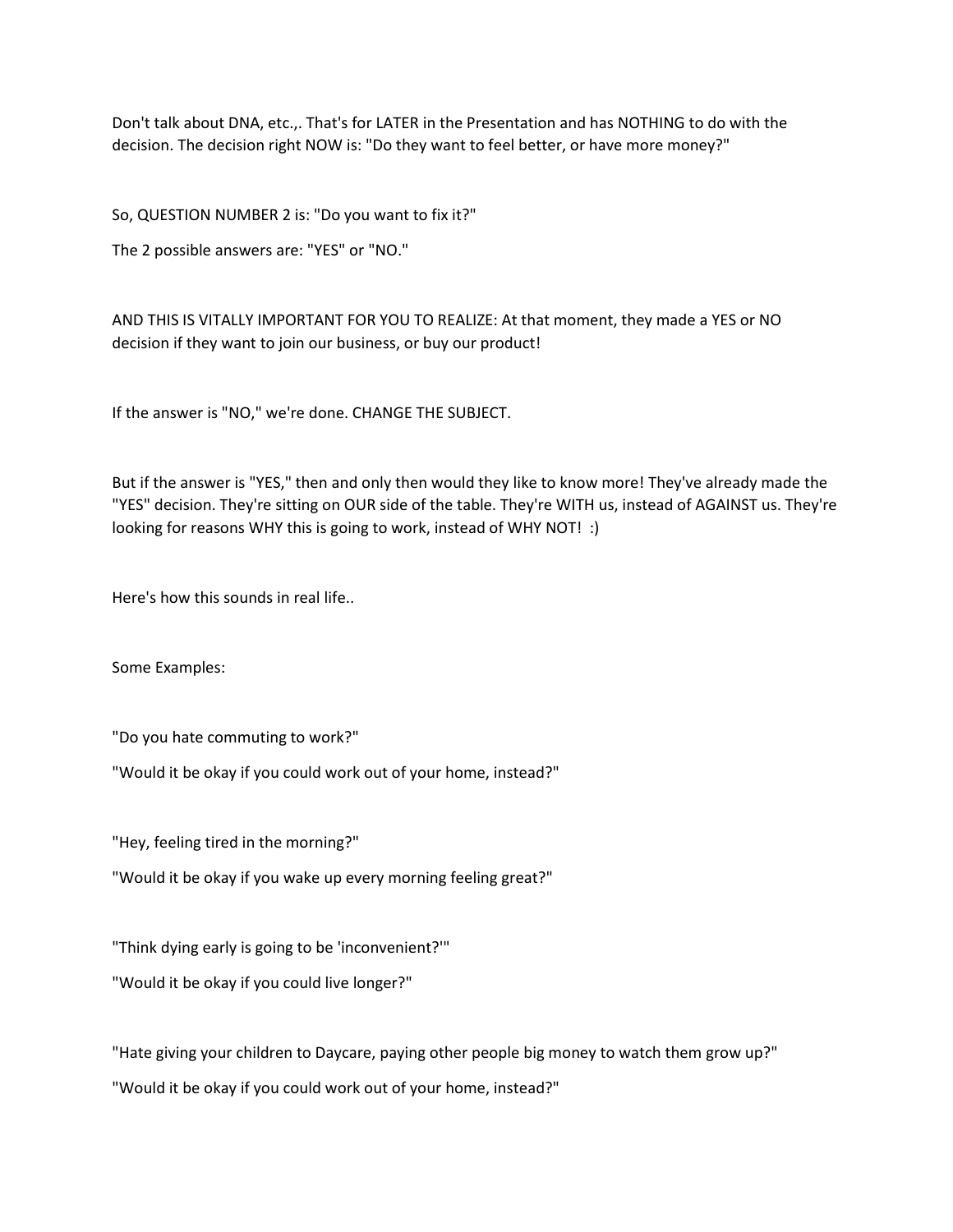Don't talk about DNA, etc.,. That's for LATER in the Presentation and has NOTHING to do with the decision. The decision right NOW is: "Do they want to feel better, or have more money?"

So, QUESTION NUMBER 2 is: "Do you want to fix it?"

The 2 possible answers are: "YES" or "NO."

AND THIS IS VITALLY IMPORTANT FOR YOU TO REALIZE: At that moment, they made a YES or NO decision if they want to join our business, or buy our product!

If the answer is "NO," we're done. CHANGE THE SUBJECT.

But if the answer is "YES," then and only then would they like to know more! They've already made the "YES" decision. They're sitting on OUR side of the table. They're WITH us, instead of AGAINST us. They're looking for reasons WHY this is going to work, instead of WHY NOT! :)

Here's how this sounds in real life..

Some Examples:

"Do you hate commuting to work?"

"Would it be okay if you could work out of your home, instead?"

"Hey, feeling tired in the morning?"

"Would it be okay if you wake up every morning feeling great?"

"Think dying early is going to be 'inconvenient?'"

"Would it be okay if you could live longer?"

"Hate giving your children to Daycare, paying other people big money to watch them grow up?"

"Would it be okay if you could work out of your home, instead?"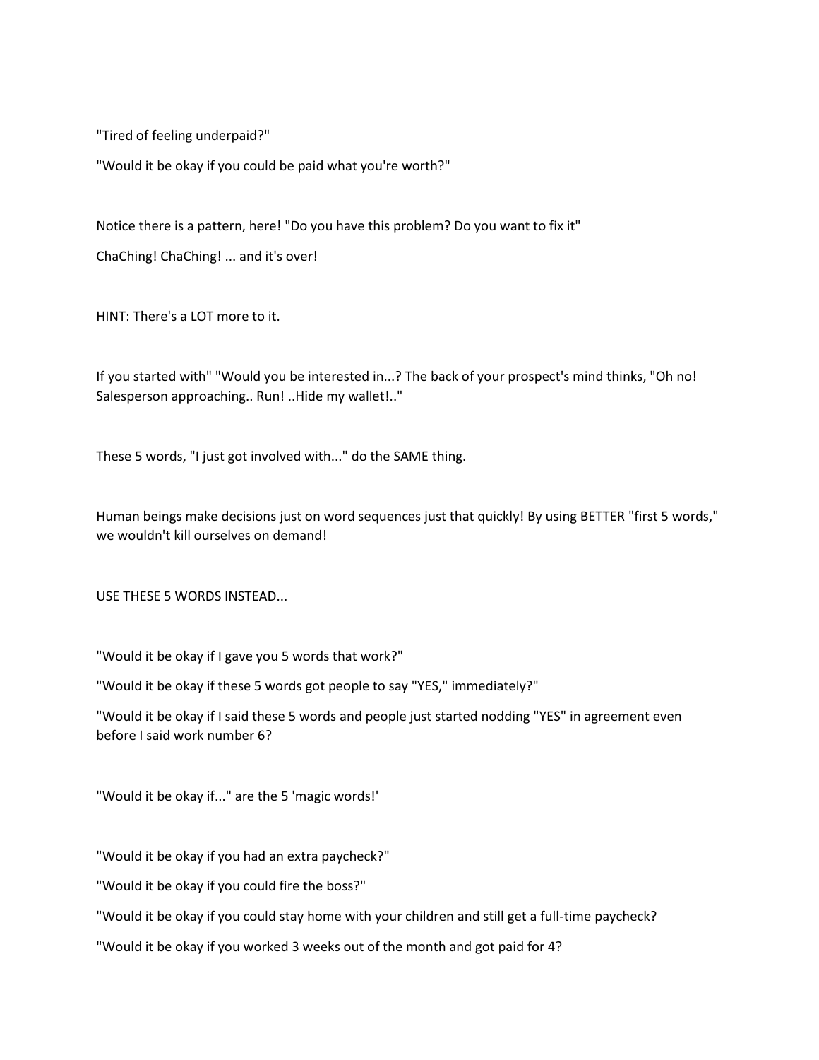"Tired of feeling underpaid?"

"Would it be okay if you could be paid what you're worth?"

Notice there is a pattern, here! "Do you have this problem? Do you want to fix it"

ChaChing! ChaChing! ... and it's over!

HINT: There's a LOT more to it.

If you started with" "Would you be interested in...? The back of your prospect's mind thinks, "Oh no! Salesperson approaching.. Run! ..Hide my wallet!.."

These 5 words, "I just got involved with..." do the SAME thing.

Human beings make decisions just on word sequences just that quickly! By using BETTER "first 5 words," we wouldn't kill ourselves on demand!

USE THESE 5 WORDS INSTEAD...

"Would it be okay if I gave you 5 words that work?"

"Would it be okay if these 5 words got people to say "YES," immediately?"

"Would it be okay if I said these 5 words and people just started nodding "YES" in agreement even before I said work number 6?

"Would it be okay if..." are the 5 'magic words!'

"Would it be okay if you had an extra paycheck?"

"Would it be okay if you could fire the boss?"

"Would it be okay if you could stay home with your children and still get a full-time paycheck?

"Would it be okay if you worked 3 weeks out of the month and got paid for 4?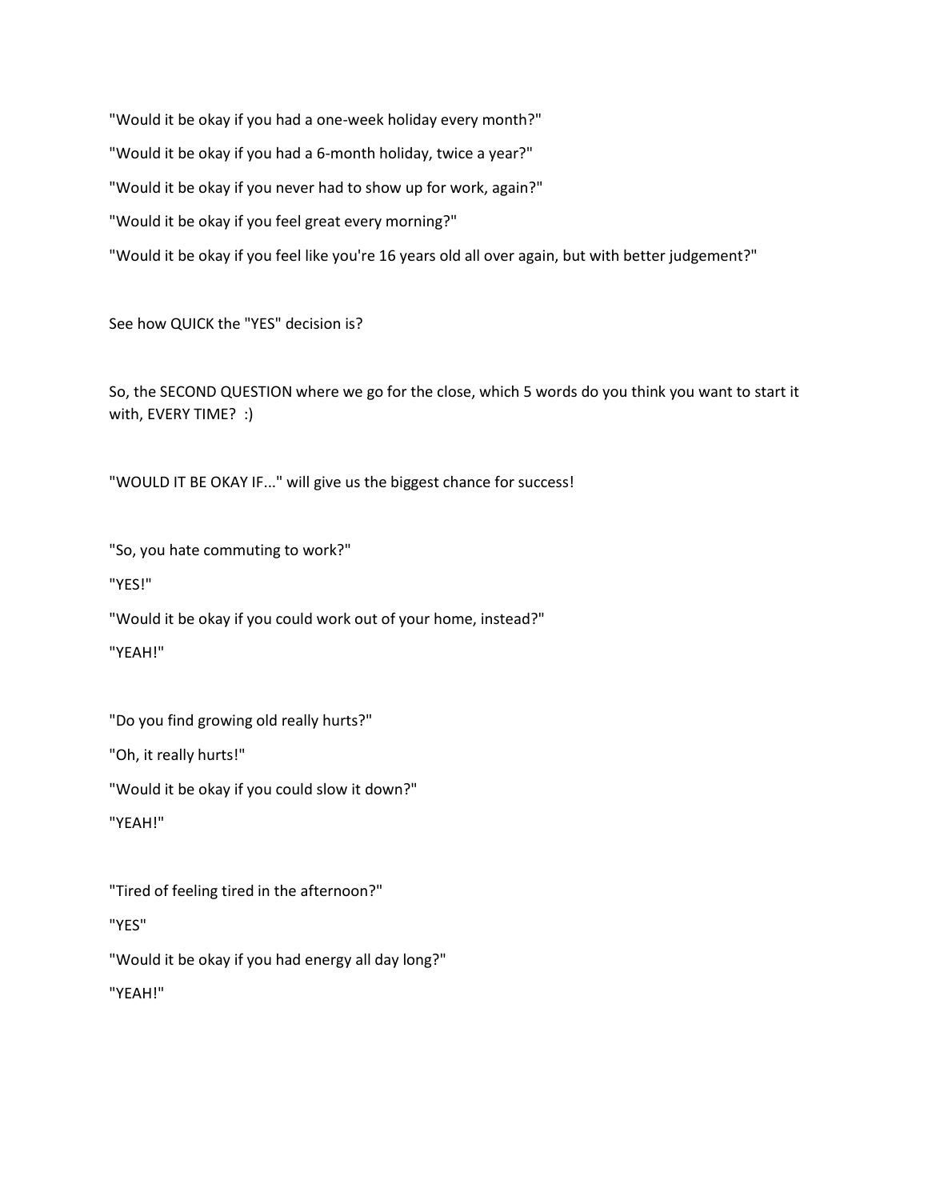"Would it be okay if you had a one-week holiday every month?"

"Would it be okay if you had a 6-month holiday, twice a year?"

"Would it be okay if you never had to show up for work, again?"

"Would it be okay if you feel great every morning?"

"Would it be okay if you feel like you're 16 years old all over again, but with better judgement?"

See how QUICK the "YES" decision is?

So, the SECOND QUESTION where we go for the close, which 5 words do you think you want to start it with, EVERY TIME? :)

"WOULD IT BE OKAY IF..." will give us the biggest chance for success!

"So, you hate commuting to work?"

"YES!"

"Would it be okay if you could work out of your home, instead?"

"YEAH!"

"Do you find growing old really hurts?"

"Oh, it really hurts!"

"Would it be okay if you could slow it down?"

"YEAH!"

"Tired of feeling tired in the afternoon?"

"YES"

"Would it be okay if you had energy all day long?"

"YEAH!"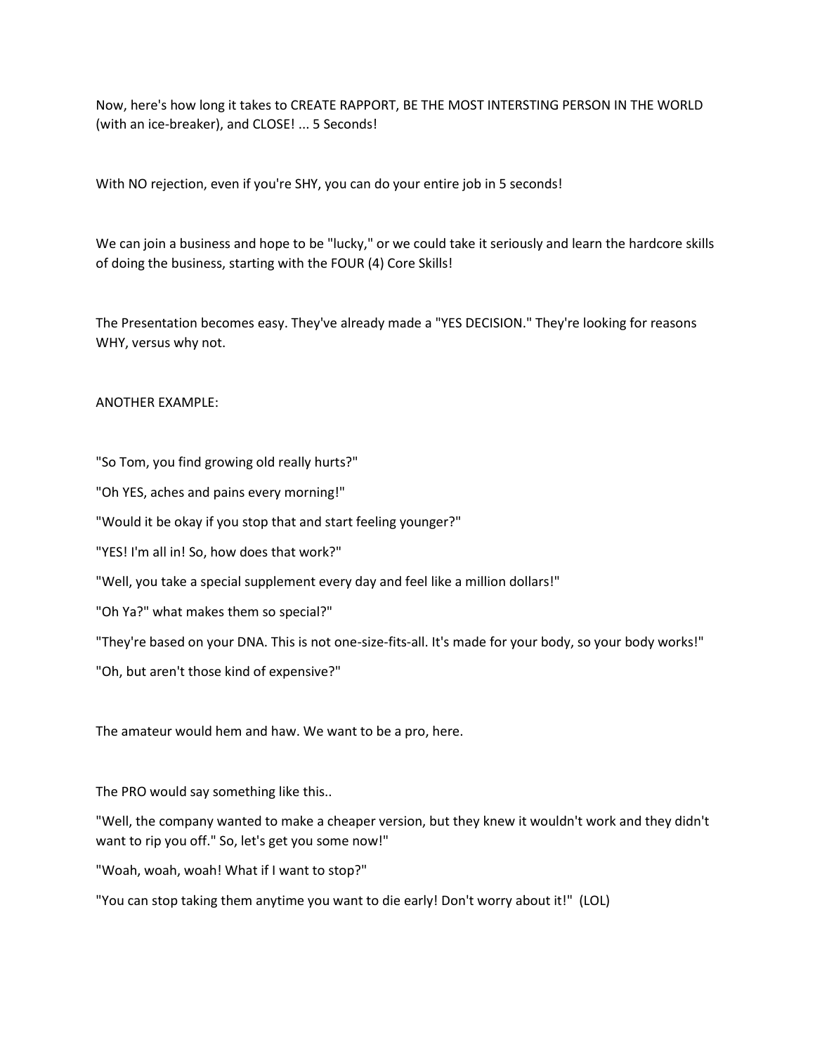Now, here's how long it takes to CREATE RAPPORT, BE THE MOST INTERSTING PERSON IN THE WORLD (with an ice-breaker), and CLOSE! ... 5 Seconds!

With NO rejection, even if you're SHY, you can do your entire job in 5 seconds!

We can join a business and hope to be "lucky," or we could take it seriously and learn the hardcore skills of doing the business, starting with the FOUR (4) Core Skills!

The Presentation becomes easy. They've already made a "YES DECISION." They're looking for reasons WHY, versus why not.

ANOTHER EXAMPLE:

"So Tom, you find growing old really hurts?"

"Oh YES, aches and pains every morning!"

"Would it be okay if you stop that and start feeling younger?"

"YES! I'm all in! So, how does that work?"

"Well, you take a special supplement every day and feel like a million dollars!"

"Oh Ya?" what makes them so special?"

"They're based on your DNA. This is not one-size-fits-all. It's made for your body, so your body works!"

"Oh, but aren't those kind of expensive?"

The amateur would hem and haw. We want to be a pro, here.

The PRO would say something like this..

"Well, the company wanted to make a cheaper version, but they knew it wouldn't work and they didn't want to rip you off." So, let's get you some now!"

"Woah, woah, woah! What if I want to stop?"

"You can stop taking them anytime you want to die early! Don't worry about it!" (LOL)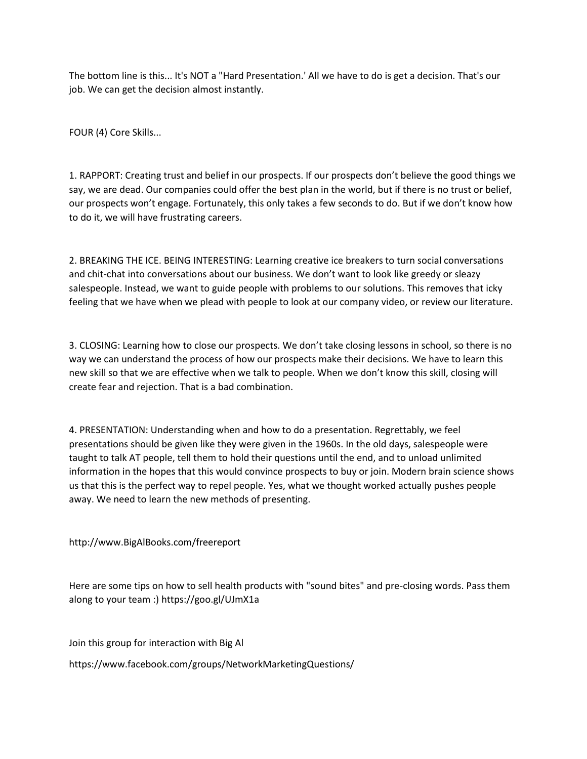The bottom line is this... It's NOT a "Hard Presentation.' All we have to do is get a decision. That's our job. We can get the decision almost instantly.

FOUR (4) Core Skills...

1. RAPPORT: Creating trust and belief in our prospects. If our prospects don't believe the good things we say, we are dead. Our companies could offer the best plan in the world, but if there is no trust or belief, our prospects won't engage. Fortunately, this only takes a few seconds to do. But if we don't know how to do it, we will have frustrating careers.

2. BREAKING THE ICE. BEING INTERESTING: Learning creative ice breakers to turn social conversations and chit-chat into conversations about our business. We don't want to look like greedy or sleazy salespeople. Instead, we want to guide people with problems to our solutions. This removes that icky feeling that we have when we plead with people to look at our company video, or review our literature.

3. CLOSING: Learning how to close our prospects. We don't take closing lessons in school, so there is no way we can understand the process of how our prospects make their decisions. We have to learn this new skill so that we are effective when we talk to people. When we don't know this skill, closing will create fear and rejection. That is a bad combination.

4. PRESENTATION: Understanding when and how to do a presentation. Regrettably, we feel presentations should be given like they were given in the 1960s. In the old days, salespeople were taught to talk AT people, tell them to hold their questions until the end, and to unload unlimited information in the hopes that this would convince prospects to buy or join. Modern brain science shows us that this is the perfect way to repel people. Yes, what we thought worked actually pushes people away. We need to learn the new methods of presenting.

http://www.BigAlBooks.com/freereport

Here are some tips on how to sell health products with "sound bites" and pre-closing words. Pass them along to your team :) https://goo.gl/UJmX1a

Join this group for interaction with Big Al

https://www.facebook.com/groups/NetworkMarketingQuestions/